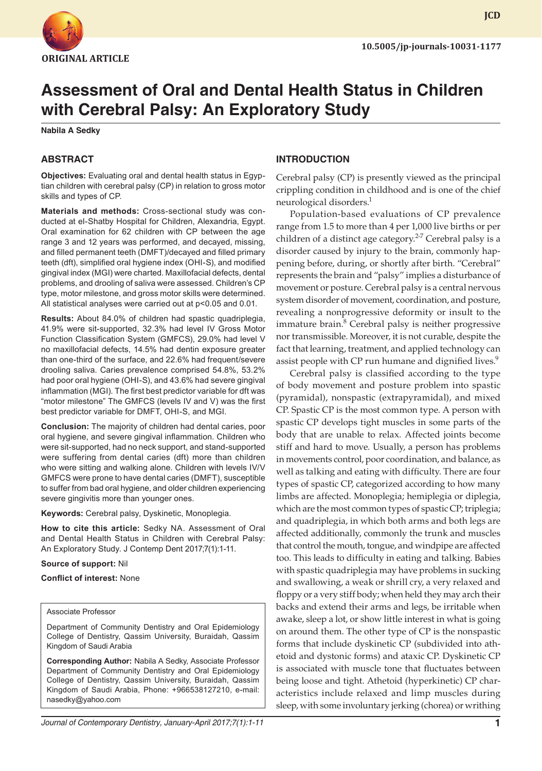ORIGINAL ARTICLE

10.5005/jp-journals-10031-1177

# Assessment of Oral and Dental Health Status in Children with Cerebral Palsy: An Exploratory Study

**Nabila A Sedky**

## ABSTRACT

**Objectives:** Evaluating oral and dental health status in Egyptian children with cerebral palsy (CP) in relation to gross motor skills and types of CP.

**Materials and methods:** Cross-sectional study was conducted at el-Shatby Hospital for Children, Alexandria, Egypt. Oral examination for 62 children with CP between the age range 3 and 12 years was performed, and decayed, missing, and filled permanent teeth (DMFT)/decayed and filled primary teeth (dft), simplified oral hygiene index (OHI-S), and modified gingival index (MGI) were charted. Maxillofacial defects, dental problems, and drooling of saliva were assessed. Children's CP type, motor milestone, and gross motor skills were determined. All statistical analyses were carried out at p<0.05 and 0.01.

**Results:** About 84.0% of children had spastic quadriplegia, 41.9% were sit-supported, 32.3% had level IV Gross Motor Function Classification System (GMFCS), 29.0% had level V no maxillofacial defects, 14.5% had dentin exposure greater than one-third of the surface, and 22.6% had frequent/severe drooling saliva. Caries prevalence comprised 54.8%, 53.2% had poor oral hygiene (OHI-S), and 43.6% had severe gingival inflammation (MGI). The first best predictor variable for dft was "motor milestone" The GMFCS (levels IV and V) was the first best predictor variable for DMFT, OHI-S, and MGI.

**Conclusion:** The majority of children had dental caries, poor oral hygiene, and severe gingival inflammation. Children who were sit-supported, had no neck support, and stand-supported were suffering from dental caries (dft) more than children who were sitting and walking alone. Children with levels IV/V GMFCS were prone to have dental caries (DMFT), susceptible to suffer from bad oral hygiene, and older children experiencing severe gingivitis more than younger ones.

**Keywords:** Cerebral palsy, Dyskinetic, Monoplegia.

**How to cite this article:** Sedky NA. Assessment of Oral and Dental Health Status in Children with Cerebral Palsy: An Exploratory Study. J Contemp Dent 2017;7(1):1-11.

**Source of support:** Nil

**Conflict of interest:** None

Associate Professor

Department of Community Dentistry and Oral Epidemiology College of Dentistry, Qassim University, Buraidah, Qassim Kingdom of Saudi Arabia

**Corresponding Author:** Nabila A Sedky, Associate Professor Department of Community Dentistry and Oral Epidemiology College of Dentistry, Qassim University, Buraidah, Qassim Kingdom of Saudi Arabia, Phone: +966538127210, e-mail: nasedky@yahoo.com

## INTRODUCTION

Cerebral palsy (CP) is presently viewed as the principal crippling condition in childhood and is one of the chief neurological disorders.[1]

Population-based evaluations of CP prevalence range from 1.5 to more than 4 per 1,000 live births or per children of a distinct age category.[2-7] Cerebral palsy is a disorder caused by injury to the brain, commonly happening before, during, or shortly after birth. "Cerebral" represents the brain and "palsy" implies a disturbance of movement or posture. Cerebral palsy is a central nervous system disorder of movement, coordination, and posture, revealing a nonprogressive deformity or insult to the immature brain.[8] Cerebral palsy is neither progressive nor transmissible. Moreover, it is not curable, despite the fact that learning, treatment, and applied technology can assist people with CP run humane and dignified lives.[9]

Cerebral palsy is classified according to the type of body movement and posture problem into spastic (pyramidal), nonspastic (extrapyramidal), and mixed CP. Spastic CP is the most common type. A person with spastic CP develops tight muscles in some parts of the body that are unable to relax. Affected joints become stiff and hard to move. Usually, a person has problems in movements control, poor coordination, and balance, as well as talking and eating with difficulty. There are four types of spastic CP, categorized according to how many limbs are affected. Monoplegia; hemiplegia or diplegia, which are the most common types of spastic CP; triplegia; and quadriplegia, in which both arms and both legs are affected additionally, commonly the trunk and muscles that control the mouth, tongue, and windpipe are affected too. This leads to difficulty in eating and talking. Babies with spastic quadriplegia may have problems in sucking and swallowing, a weak or shrill cry, a very relaxed and floppy or a very stiff body; when held they may arch their backs and extend their arms and legs, be irritable when awake, sleep a lot, or show little interest in what is going on around them. The other type of CP is the nonspastic forms that include dyskinetic CP (subdivided into athetoid and dystonic forms) and ataxic CP. Dyskinetic CP is associated with muscle tone that fluctuates between being loose and tight. Athetoid (hyperkinetic) CP characteristics include relaxed and limp muscles during sleep, with some involuntary jerking (chorea) or writhing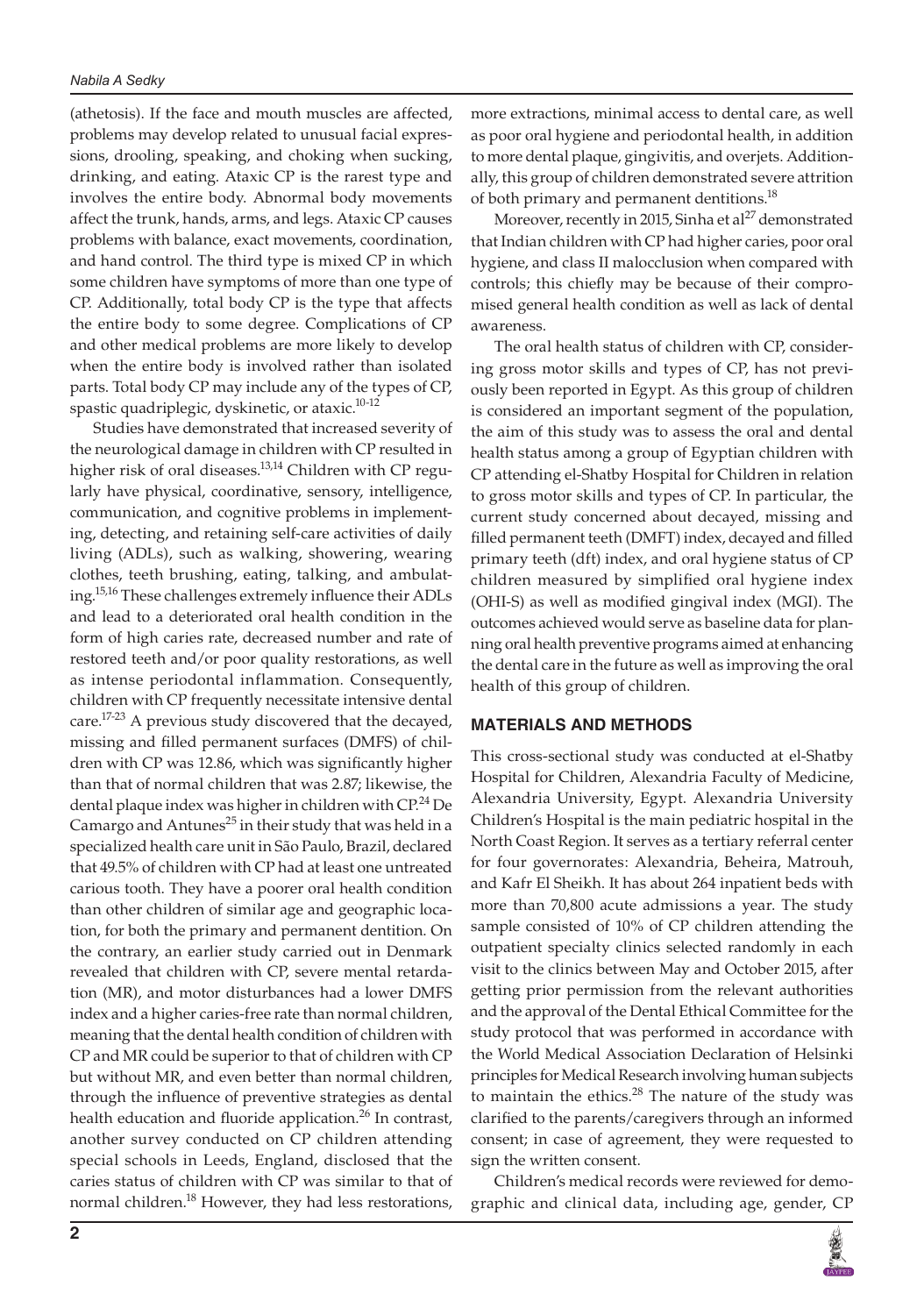(athetosis). If the face and mouth muscles are affected, problems may develop related to unusual facial expressions, drooling, speaking, and choking when sucking, drinking, and eating. Ataxic CP is the rarest type and involves the entire body. Abnormal body movements affect the trunk, hands, arms, and legs. Ataxic CP causes problems with balance, exact movements, coordination, and hand control. The third type is mixed CP in which some children have symptoms of more than one type of CP. Additionally, total body CP is the type that affects the entire body to some degree. Complications of CP and other medical problems are more likely to develop when the entire body is involved rather than isolated parts. Total body CP may include any of the types of CP, spastic quadriplegic, dyskinetic, or ataxic.[10-12]

Studies have demonstrated that increased severity of the neurological damage in children with CP resulted in higher risk of oral diseases.[13,14] Children with CP regularly have physical, coordinative, sensory, intelligence, communication, and cognitive problems in implementing, detecting, and retaining self-care activities of daily living (ADLs), such as walking, showering, wearing clothes, teeth brushing, eating, talking, and ambulating.[15,16] These challenges extremely influence their ADLs and lead to a deteriorated oral health condition in the form of high caries rate, decreased number and rate of restored teeth and/or poor quality restorations, as well as intense periodontal inflammation. Consequently, children with CP frequently necessitate intensive dental care.[17-23] A previous study discovered that the decayed, missing and filled permanent surfaces (DMFS) of children with CP was 12.86, which was significantly higher than that of normal children that was 2.87; likewise, the dental plaque index was higher in children with CP.[24] De Camargo and Antunes[25] in their study that was held in a specialized health care unit in São Paulo, Brazil, declared that 49.5% of children with CP had at least one untreated carious tooth. They have a poorer oral health condition than other children of similar age and geographic location, for both the primary and permanent dentition. On the contrary, an earlier study carried out in Denmark revealed that children with CP, severe mental retardation (MR), and motor disturbances had a lower DMFS index and a higher caries-free rate than normal children, meaning that the dental health condition of children with CP and MR could be superior to that of children with CP but without MR, and even better than normal children, through the influence of preventive strategies as dental health education and fluoride application.[26] In contrast, another survey conducted on CP children attending special schools in Leeds, England, disclosed that the caries status of children with CP was similar to that of normal children.[18] However, they had less restorations, more extractions, minimal access to dental care, as well as poor oral hygiene and periodontal health, in addition to more dental plaque, gingivitis, and overjets. Additionally, this group of children demonstrated severe attrition of both primary and permanent dentitions.[18]

Moreover, recently in 2015, Sinha et al[27] demonstrated that Indian children with CP had higher caries, poor oral hygiene, and class II malocclusion when compared with controls; this chiefly may be because of their compromised general health condition as well as lack of dental awareness.

The oral health status of children with CP, considering gross motor skills and types of CP, has not previously been reported in Egypt. As this group of children is considered an important segment of the population, the aim of this study was to assess the oral and dental health status among a group of Egyptian children with CP attending el-Shatby Hospital for Children in relation to gross motor skills and types of CP. In particular, the current study concerned about decayed, missing and filled permanent teeth (DMFT) index, decayed and filled primary teeth (dft) index, and oral hygiene status of CP children measured by simplified oral hygiene index (OHI-S) as well as modified gingival index (MGI). The outcomes achieved would serve as baseline data for planning oral health preventive programs aimed at enhancing the dental care in the future as well as improving the oral health of this group of children.

## MATERIALS AND METHODS

This cross-sectional study was conducted at el-Shatby Hospital for Children, Alexandria Faculty of Medicine, Alexandria University, Egypt. Alexandria University Children's Hospital is the main pediatric hospital in the North Coast Region. It serves as a tertiary referral center for four governorates: Alexandria, Beheira, Matrouh, and Kafr El Sheikh. It has about 264 inpatient beds with more than 70,800 acute admissions a year. The study sample consisted of 10% of CP children attending the outpatient specialty clinics selected randomly in each visit to the clinics between May and October 2015, after getting prior permission from the relevant authorities and the approval of the Dental Ethical Committee for the study protocol that was performed in accordance with the World Medical Association Declaration of Helsinki principles for Medical Research involving human subjects to maintain the ethics.[28] The nature of the study was clarified to the parents/caregivers through an informed consent; in case of agreement, they were requested to sign the written consent.

Children's medical records were reviewed for demographic and clinical data, including age, gender, CP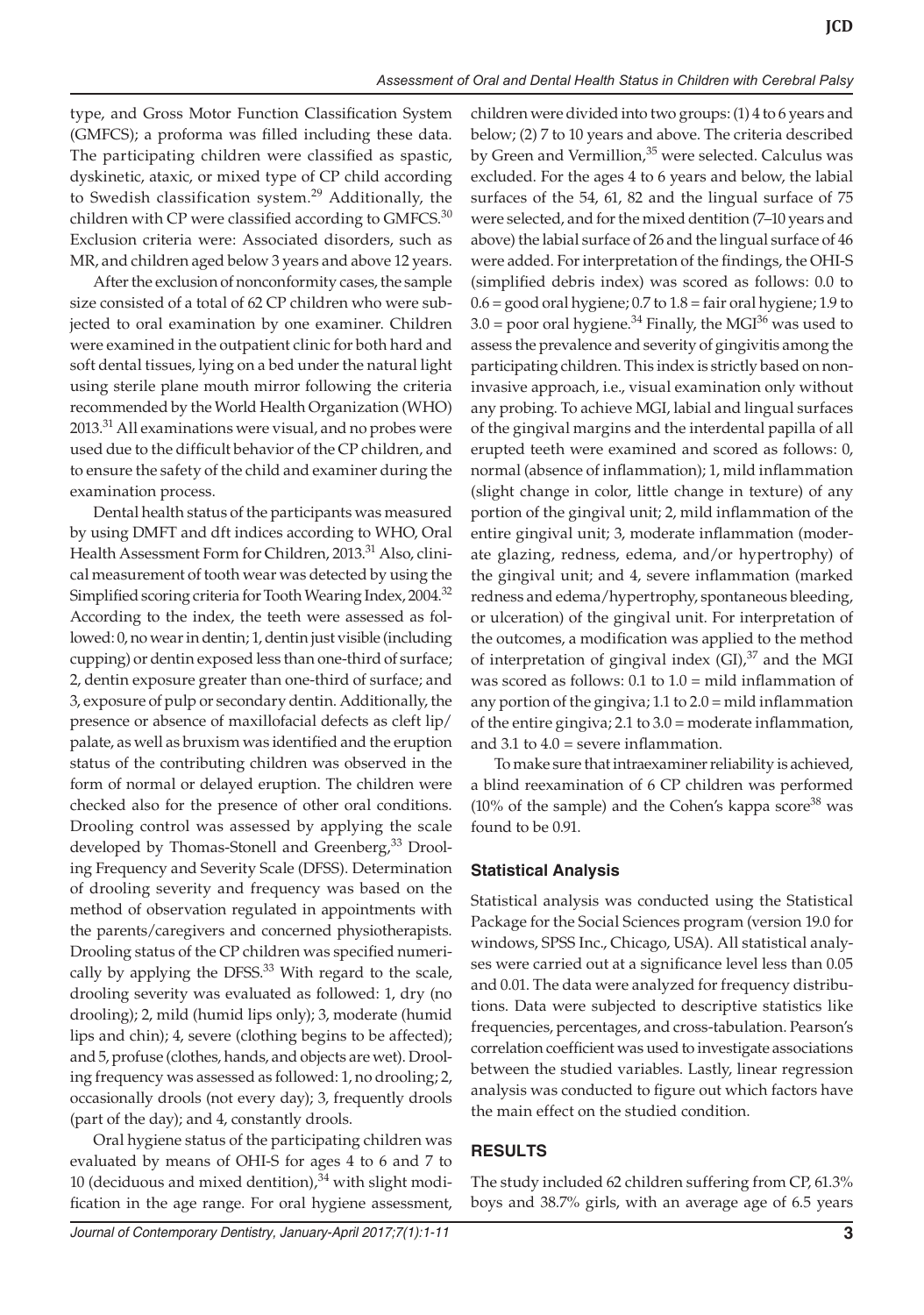type, and Gross Motor Function Classification System (GMFCS); a proforma was filled including these data. The participating children were classified as spastic, dyskinetic, ataxic, or mixed type of CP child according to Swedish classification system.[29] Additionally, the children with CP were classified according to GMFCS.[30] Exclusion criteria were: Associated disorders, such as MR, and children aged below 3 years and above 12 years.

After the exclusion of nonconformity cases, the sample size consisted of a total of 62 CP children who were subjected to oral examination by one examiner. Children were examined in the outpatient clinic for both hard and soft dental tissues, lying on a bed under the natural light using sterile plane mouth mirror following the criteria recommended by the World Health Organization (WHO) 2013.[31] All examinations were visual, and no probes were used due to the difficult behavior of the CP children, and to ensure the safety of the child and examiner during the examination process.

Dental health status of the participants was measured by using DMFT and dft indices according to WHO, Oral Health Assessment Form for Children, 2013.[31] Also, clinical measurement of tooth wear was detected by using the Simplified scoring criteria for Tooth Wearing Index, 2004.[32] According to the index, the teeth were assessed as followed: 0, no wear in dentin; 1, dentin just visible (including cupping) or dentin exposed less than one-third of surface; 2, dentin exposure greater than one-third of surface; and 3, exposure of pulp or secondary dentin. Additionally, the presence or absence of maxillofacial defects as cleft lip/palate, as well as bruxism was identified and the eruption status of the contributing children was observed in the form of normal or delayed eruption. The children were checked also for the presence of other oral conditions. Drooling control was assessed by applying the scale developed by Thomas-Stonell and Greenberg,[33] Drooling Frequency and Severity Scale (DFSS). Determination of drooling severity and frequency was based on the method of observation regulated in appointments with the parents/caregivers and concerned physiotherapists. Drooling status of the CP children was specified numerically by applying the DFSS.[33] With regard to the scale, drooling severity was evaluated as followed: 1, dry (no drooling); 2, mild (humid lips only); 3, moderate (humid lips and chin); 4, severe (clothing begins to be affected); and 5, profuse (clothes, hands, and objects are wet). Drooling frequency was assessed as followed: 1, no drooling; 2, occasionally drools (not every day); 3, frequently drools (part of the day); and 4, constantly drools.

Oral hygiene status of the participating children was evaluated by means of OHI-S for ages 4 to 6 and 7 to 10 (deciduous and mixed dentition),[34] with slight modification in the age range. For oral hygiene assessment, children were divided into two groups: (1) 4 to 6 years and below; (2) 7 to 10 years and above. The criteria described by Green and Vermillion,[35] were selected. Calculus was excluded. For the ages 4 to 6 years and below, the labial surfaces of the 54, 61, 82 and the lingual surface of 75 were selected, and for the mixed dentition (7–10 years and above) the labial surface of 26 and the lingual surface of 46 were added. For interpretation of the findings, the OHI-S (simplified debris index) was scored as follows: 0.0 to 0.6 = good oral hygiene; 0.7 to 1.8 = fair oral hygiene; 1.9 to 3.0 = poor oral hygiene.[34] Finally, the MGI[36] was used to assess the prevalence and severity of gingivitis among the participating children. This index is strictly based on noninvasive approach, i.e., visual examination only without any probing. To achieve MGI, labial and lingual surfaces of the gingival margins and the interdental papilla of all erupted teeth were examined and scored as follows: 0, normal (absence of inflammation); 1, mild inflammation (slight change in color, little change in texture) of any portion of the gingival unit; 2, mild inflammation of the entire gingival unit; 3, moderate inflammation (moderate glazing, redness, edema, and/or hypertrophy) of the gingival unit; and 4, severe inflammation (marked redness and edema/hypertrophy, spontaneous bleeding, or ulceration) of the gingival unit. For interpretation of the outcomes, a modification was applied to the method of interpretation of gingival index (GI),[37] and the MGI was scored as follows: 0.1 to 1.0 = mild inflammation of any portion of the gingiva; 1.1 to 2.0 = mild inflammation of the entire gingiva; 2.1 to 3.0 = moderate inflammation, and 3.1 to 4.0 = severe inflammation.

To make sure that intraexaminer reliability is achieved, a blind reexamination of 6 CP children was performed (10% of the sample) and the Cohen's kappa score[38] was found to be 0.91.

### Statistical Analysis

Statistical analysis was conducted using the Statistical Package for the Social Sciences program (version 19.0 for windows, SPSS Inc., Chicago, USA). All statistical analyses were carried out at a significance level less than 0.05 and 0.01. The data were analyzed for frequency distributions. Data were subjected to descriptive statistics like frequencies, percentages, and cross-tabulation. Pearson's correlation coefficient was used to investigate associations between the studied variables. Lastly, linear regression analysis was conducted to figure out which factors have the main effect on the studied condition.

## RESULTS

The study included 62 children suffering from CP, 61.3% boys and 38.7% girls, with an average age of 6.5 years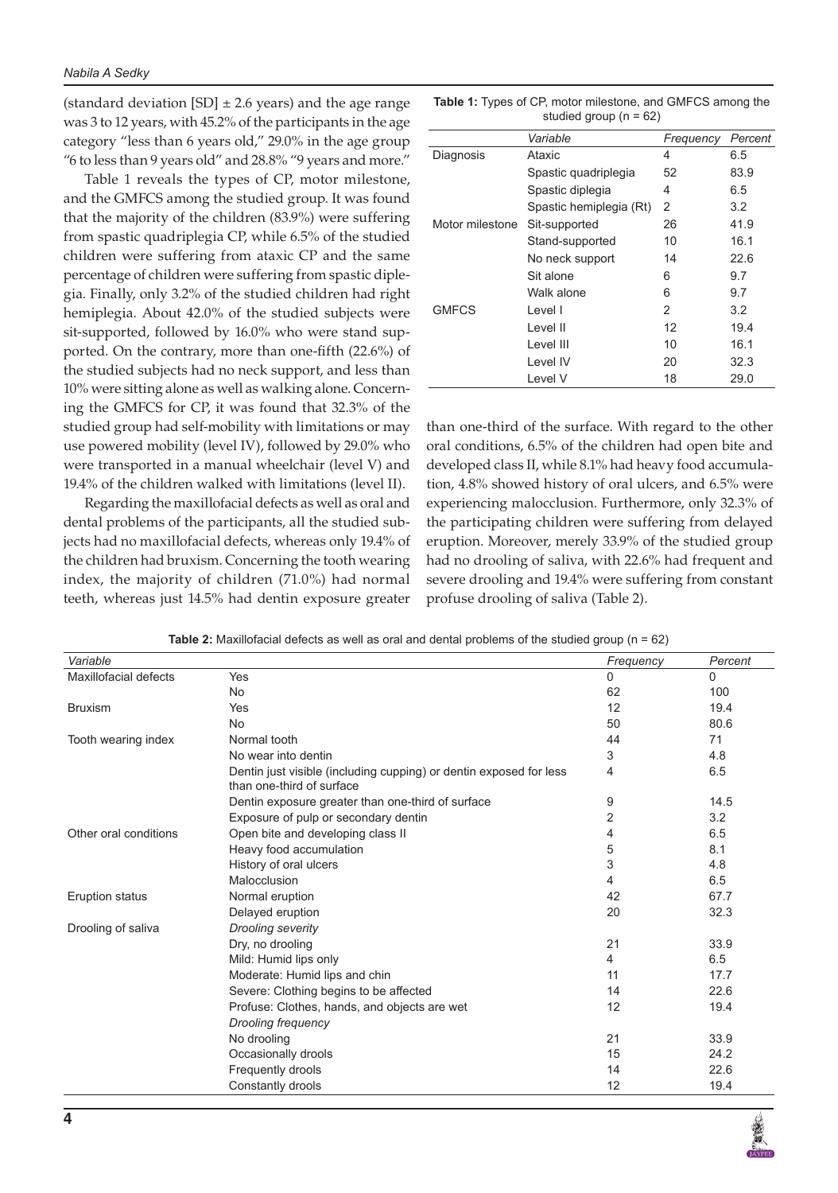(standard deviation [SD] ± 2.6 years) and the age range was 3 to 12 years, with 45.2% of the participants in the age category "less than 6 years old," 29.0% in the age group "6 to less than 9 years old" and 28.8% "9 years and more."

Table 1 reveals the types of CP, motor milestone, and the GMFCS among the studied group. It was found that the majority of the children (83.9%) were suffering from spastic quadriplegia CP, while 6.5% of the studied children were suffering from ataxic CP and the same percentage of children were suffering from spastic diplegia. Finally, only 3.2% of the studied children had right hemiplegia. About 42.0% of the studied subjects were sit-supported, followed by 16.0% who were stand supported. On the contrary, more than one-fifth (22.6%) of the studied subjects had no neck support, and less than 10% were sitting alone as well as walking alone. Concerning the GMFCS for CP, it was found that 32.3% of the studied group had self-mobility with limitations or may use powered mobility (level IV), followed by 29.0% who were transported in a manual wheelchair (level V) and 19.4% of the children walked with limitations (level II).

**Table 1:** Types of CP, motor milestone, and GMFCS among the studied group (n = 62)

| | *Variable* | *Frequency* | *Percent* |
|---|---|---|---|
| Diagnosis | Ataxic | 4 | 6.5 |
| | Spastic quadriplegia | 52 | 83.9 |
| | Spastic diplegia | 4 | 6.5 |
| | Spastic hemiplegia (Rt) | 2 | 3.2 |
| Motor milestone | Sit-supported | 26 | 41.9 |
| | Stand-supported | 10 | 16.1 |
| | No neck support | 14 | 22.6 |
| | Sit alone | 6 | 9.7 |
| | Walk alone | 6 | 9.7 |
| GMFCS | Level I | 2 | 3.2 |
| | Level II | 12 | 19.4 |
| | Level III | 10 | 16.1 |
| | Level IV | 20 | 32.3 |
| | Level V | 18 | 29.0 |

Regarding the maxillofacial defects as well as oral and dental problems of the participants, all the studied subjects had no maxillofacial defects, whereas only 19.4% of the children had bruxism. Concerning the tooth wearing index, the majority of children (71.0%) had normal teeth, whereas just 14.5% had dentin exposure greater than one-third of the surface. With regard to the other oral conditions, 6.5% of the children had open bite and developed class II, while 8.1% had heavy food accumulation, 4.8% showed history of oral ulcers, and 6.5% were experiencing malocclusion. Furthermore, only 32.3% of the participating children were suffering from delayed eruption. Moreover, merely 33.9% of the studied group had no drooling of saliva, with 22.6% had frequent and severe drooling and 19.4% were suffering from constant profuse drooling of saliva (Table 2).

**Table 2:** Maxillofacial defects as well as oral and dental problems of the studied group (n = 62)

| *Variable* | | *Frequency* | *Percent* |
|---|---|---|---|
| Maxillofacial defects | Yes | 0 | 0 |
| | No | 62 | 100 |
| Bruxism | Yes | 12 | 19.4 |
| | No | 50 | 80.6 |
| Tooth wearing index | Normal tooth | 44 | 71 |
| | No wear into dentin | 3 | 4.8 |
| | Dentin just visible (including cupping) or dentin exposed for less than one-third of surface | 4 | 6.5 |
| | Dentin exposure greater than one-third of surface | 9 | 14.5 |
| | Exposure of pulp or secondary dentin | 2 | 3.2 |
| Other oral conditions | Open bite and developing class II | 4 | 6.5 |
| | Heavy food accumulation | 5 | 8.1 |
| | History of oral ulcers | 3 | 4.8 |
| | Malocclusion | 4 | 6.5 |
| Eruption status | Normal eruption | 42 | 67.7 |
| | Delayed eruption | 20 | 32.3 |
| Drooling of saliva | *Drooling severity* | | |
| | Dry, no drooling | 21 | 33.9 |
| | Mild: Humid lips only | 4 | 6.5 |
| | Moderate: Humid lips and chin | 11 | 17.7 |
| | Severe: Clothing begins to be affected | 14 | 22.6 |
| | Profuse: Clothes, hands, and objects are wet | 12 | 19.4 |
| | *Drooling frequency* | | |
| | No drooling | 21 | 33.9 |
| | Occasionally drools | 15 | 24.2 |
| | Frequently drools | 14 | 22.6 |
| | Constantly drools | 12 | 19.4 |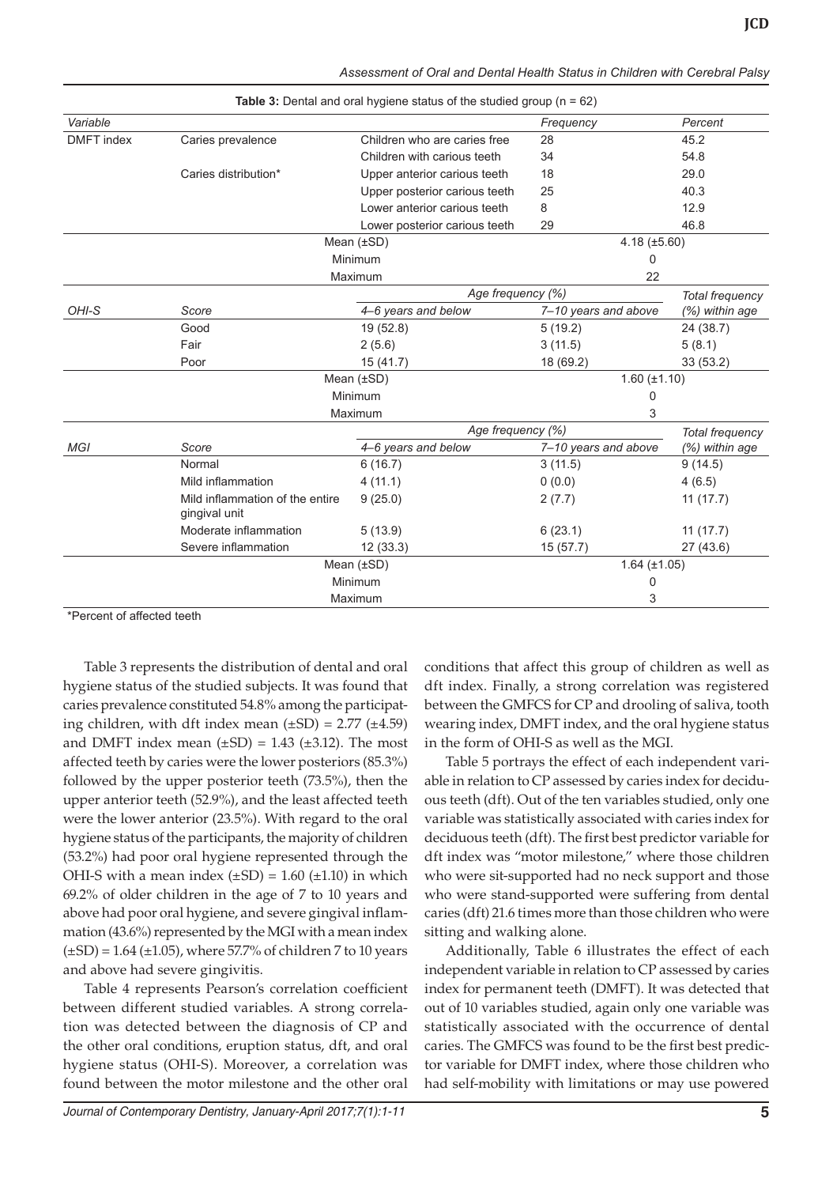**Table 3:** Dental and oral hygiene status of the studied group (n = 62)

| Variable | | | Frequency | | Percent |
|---|---|---|---|---|---|
| DMFT index | Caries prevalence | Children who are caries free | 28 | | 45.2 |
| | | Children with carious teeth | 34 | | 54.8 |
| | Caries distribution* | Upper anterior carious teeth | 18 | | 29.0 |
| | | Upper posterior carious teeth | 25 | | 40.3 |
| | | Lower anterior carious teeth | 8 | | 12.9 |
| | | Lower posterior carious teeth | 29 | | 46.8 |
| | Mean (±SD) | | 4.18 (±5.60) | | |
| | Minimum | | 0 | | |
| | Maximum | | 22 | | |
| | | Age frequency (%) | | | Total frequency |
| OHI-S | Score | 4–6 years and below | 7–10 years and above | | (%) within age |
| | Good | 19 (52.8) | 5 (19.2) | | 24 (38.7) |
| | Fair | 2 (5.6) | 3 (11.5) | | 5 (8.1) |
| | Poor | 15 (41.7) | 18 (69.2) | | 33 (53.2) |
| | Mean (±SD) | | 1.60 (±1.10) | | |
| | Minimum | | 0 | | |
| | Maximum | | 3 | | |
| | | Age frequency (%) | | | Total frequency |
| MGI | Score | 4–6 years and below | 7–10 years and above | | (%) within age |
| | Normal | 6 (16.7) | 3 (11.5) | | 9 (14.5) |
| | Mild inflammation | 4 (11.1) | 0 (0.0) | | 4 (6.5) |
| | Mild inflammation of the entire gingival unit | 9 (25.0) | 2 (7.7) | | 11 (17.7) |
| | Moderate inflammation | 5 (13.9) | 6 (23.1) | | 11 (17.7) |
| | Severe inflammation | 12 (33.3) | 15 (57.7) | | 27 (43.6) |
| | Mean (±SD) | | 1.64 (±1.05) | | |
| | Minimum | | 0 | | |
| | Maximum | | 3 | | |

*Percent of affected teeth

Table 3 represents the distribution of dental and oral hygiene status of the studied subjects. It was found that caries prevalence constituted 54.8% among the participating children, with dft index mean (±SD) = 2.77 (±4.59) and DMFT index mean (±SD) = 1.43 (±3.12). The most affected teeth by caries were the lower posteriors (85.3%) followed by the upper posterior teeth (73.5%), then the upper anterior teeth (52.9%), and the least affected teeth were the lower anterior (23.5%). With regard to the oral hygiene status of the participants, the majority of children (53.2%) had poor oral hygiene represented through the OHI-S with a mean index (±SD) = 1.60 (±1.10) in which 69.2% of older children in the age of 7 to 10 years and above had poor oral hygiene, and severe gingival inflammation (43.6%) represented by the MGI with a mean index (±SD) = 1.64 (±1.05), where 57.7% of children 7 to 10 years and above had severe gingivitis.

Table 4 represents Pearson's correlation coefficient between different studied variables. A strong correlation was detected between the diagnosis of CP and the other oral conditions, eruption status, dft, and oral hygiene status (OHI-S). Moreover, a correlation was found between the motor milestone and the other oral conditions that affect this group of children as well as dft index. Finally, a strong correlation was registered between the GMFCS for CP and drooling of saliva, tooth wearing index, DMFT index, and the oral hygiene status in the form of OHI-S as well as the MGI.

Table 5 portrays the effect of each independent variable in relation to CP assessed by caries index for deciduous teeth (dft). Out of the ten variables studied, only one variable was statistically associated with caries index for deciduous teeth (dft). The first best predictor variable for dft index was "motor milestone," where those children who were sit-supported had no neck support and those who were stand-supported were suffering from dental caries (dft) 21.6 times more than those children who were sitting and walking alone.

Additionally, Table 6 illustrates the effect of each independent variable in relation to CP assessed by caries index for permanent teeth (DMFT). It was detected that out of 10 variables studied, again only one variable was statistically associated with the occurrence of dental caries. The GMFCS was found to be the first best predictor variable for DMFT index, where those children who had self-mobility with limitations or may use powered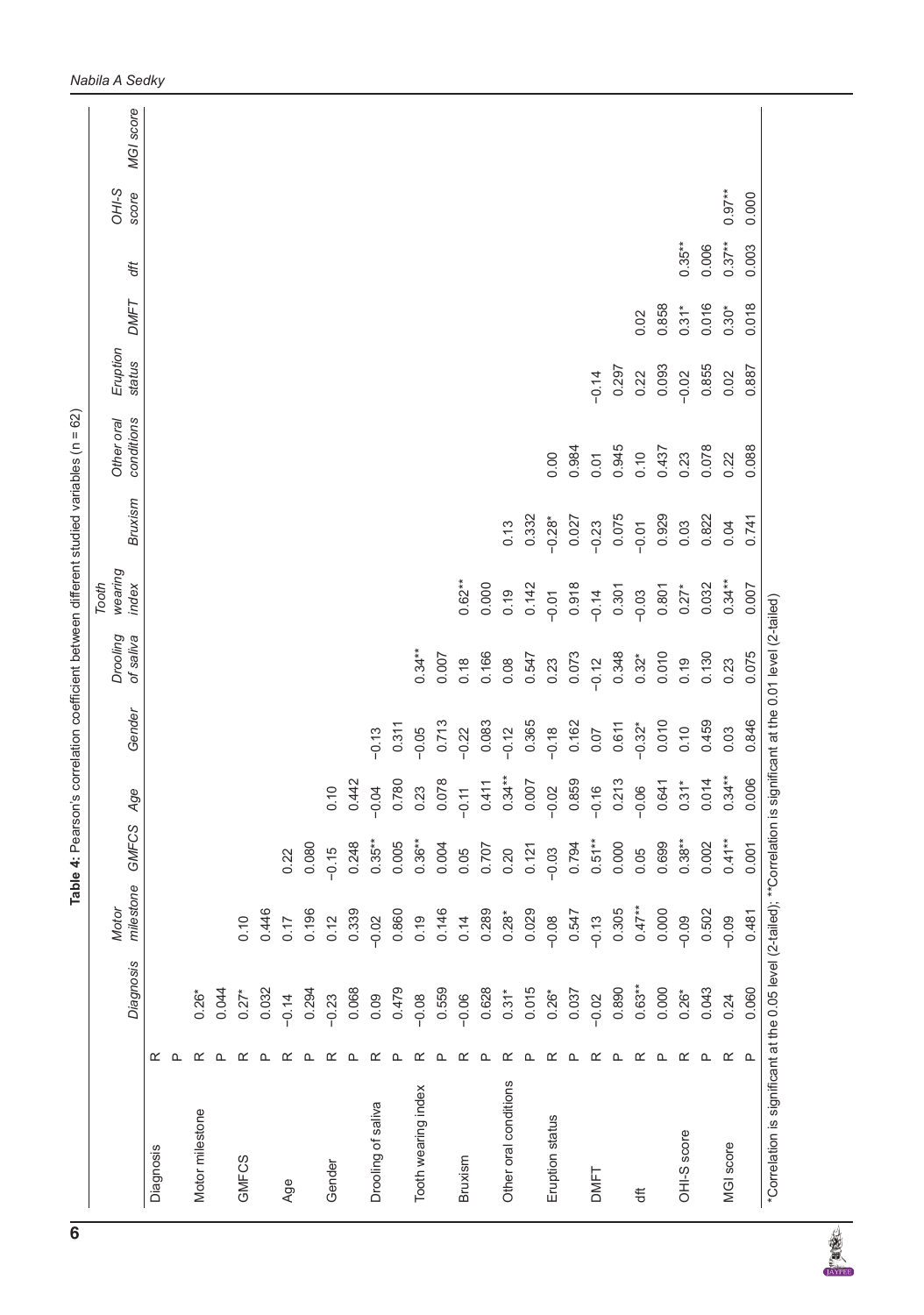**Table 4:** Pearson's correlation coefficient between different studied variables (n = 62)

| | | Diagnosis | Motor milestone | GMFCS | Age | Gender | Drooling of saliva | Tooth wearing index | Bruxism | Other oral conditions | Eruption status | DMFT | dft | OHI-S score | MGI score |
|---|---|---|---|---|---|---|---|---|---|---|---|---|---|---|---|
| Diagnosis | R | | | | | | | | | | | | | | |
| | P | | | | | | | | | | | | | | |
| Motor milestone | R | 0.26* | | | | | | | | | | | | | |
| | P | 0.044 | | | | | | | | | | | | | |
| GMFCS | R | 0.27* | 0.10 | | | | | | | | | | | | |
| | P | 0.032 | 0.446 | | | | | | | | | | | | |
| Age | R | −0.14 | 0.17 | 0.22 | | | | | | | | | | | |
| | P | 0.294 | 0.196 | 0.080 | | | | | | | | | | | |
| Gender | R | −0.23 | 0.12 | −0.15 | 0.10 | | | | | | | | | | |
| | P | 0.068 | 0.339 | 0.248 | 0.442 | | | | | | | | | | |
| Drooling of saliva | R | 0.09 | −0.02 | 0.35** | −0.04 | −0.13 | | | | | | | | | |
| | P | 0.479 | 0.860 | 0.005 | 0.780 | 0.311 | | | | | | | | | |
| Tooth wearing index | R | −0.08 | 0.19 | 0.36** | 0.23 | −0.05 | 0.34** | | | | | | | | |
| | P | 0.559 | 0.146 | 0.004 | 0.078 | 0.713 | 0.007 | | | | | | | | |
| Bruxism | R | −0.06 | 0.14 | 0.05 | −0.11 | −0.22 | 0.18 | 0.62** | | | | | | | |
| | P | 0.628 | 0.289 | 0.707 | 0.411 | 0.083 | 0.166 | 0.000 | | | | | | | |
| Other oral conditions | R | 0.31* | 0.28* | 0.20 | 0.34** | −0.12 | 0.08 | 0.19 | 0.13 | | | | | | |
| | P | 0.015 | 0.029 | 0.121 | 0.007 | 0.365 | 0.547 | 0.142 | 0.332 | | | | | | |
| Eruption status | R | 0.26* | −0.08 | −0.03 | −0.02 | −0.18 | 0.23 | −0.01 | −0.28* | 0.00 | | | | | |
| | P | 0.037 | 0.547 | 0.794 | 0.859 | 0.162 | 0.073 | 0.918 | 0.027 | 0.984 | | | | | |
| DMFT | R | −0.02 | −0.13 | 0.51** | −0.16 | 0.07 | −0.12 | −0.14 | −0.23 | 0.01 | −0.14 | | | | |
| | P | 0.890 | 0.305 | 0.000 | 0.213 | 0.611 | 0.348 | 0.301 | 0.075 | 0.945 | 0.297 | | | | |
| dft | R | 0.63** | 0.47** | 0.05 | −0.06 | −0.32* | 0.32* | −0.03 | −0.01 | 0.10 | 0.22 | 0.02 | | | |
| | P | 0.000 | 0.000 | 0.699 | 0.641 | 0.010 | 0.010 | 0.801 | 0.929 | 0.437 | 0.093 | 0.858 | | | |
| OHI-S score | R | 0.26* | −0.09 | 0.38** | 0.31* | 0.10 | 0.19 | 0.27* | 0.03 | 0.23 | −0.02 | 0.31* | 0.35** | | |
| | P | 0.043 | 0.502 | 0.002 | 0.014 | 0.459 | 0.130 | 0.032 | 0.822 | 0.078 | 0.855 | 0.016 | 0.006 | | |
| MGI score | R | 0.24 | −0.09 | 0.41** | 0.34** | 0.03 | 0.23 | 0.34** | 0.04 | 0.22 | 0.02 | 0.30* | 0.37** | 0.97** | |
| | P | 0.060 | 0.481 | 0.001 | 0.006 | 0.846 | 0.075 | 0.007 | 0.741 | 0.088 | 0.887 | 0.018 | 0.003 | 0.000 | |

*Correlation is significant at the 0.05 level (2-tailed); **Correlation is significant at the 0.01 level (2-tailed)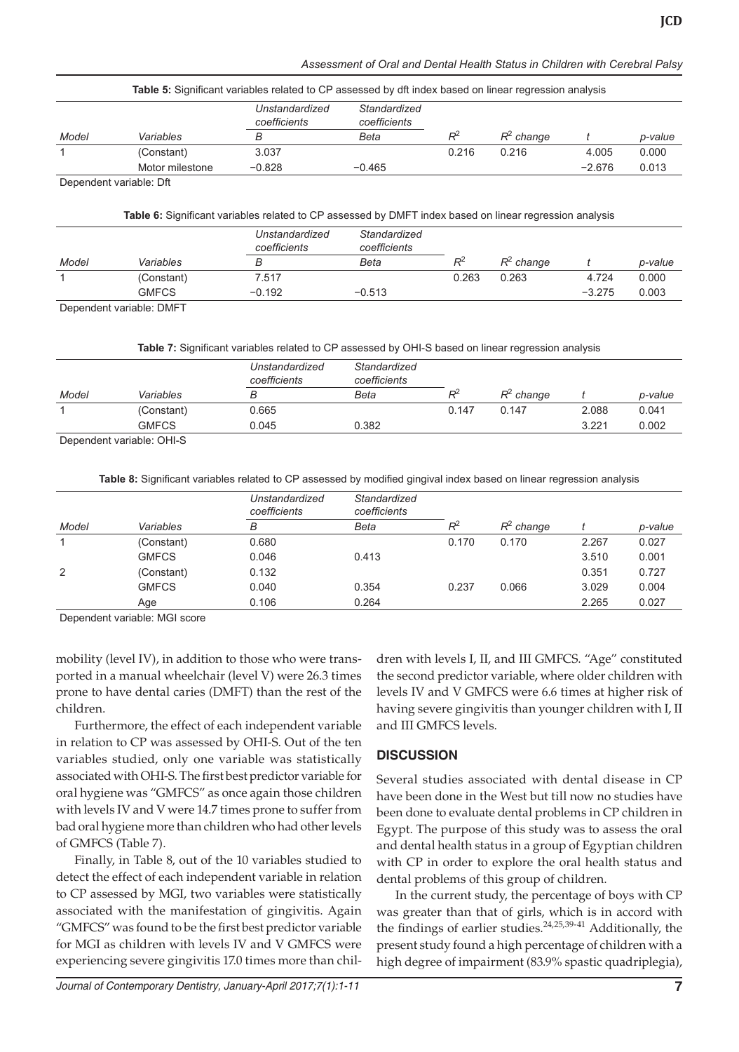**Table 5:** Significant variables related to CP assessed by dft index based on linear regression analysis

| | | *Unstandardized coefficients* | *Standardized coefficients* | | | | |
|---|---|---|---|---|---|---|---|
| *Model* | *Variables* | *B* | *Beta* | $R^2$ | $R^2$ *change* | *t* | *p-value* |
| 1 | (Constant) | 3.037 | | 0.216 | 0.216 | 4.005 | 0.000 |
| | Motor milestone | −0.828 | −0.465 | | | −2.676 | 0.013 |

Dependent variable: Dft

**Table 6:** Significant variables related to CP assessed by DMFT index based on linear regression analysis

| | | *Unstandardized coefficients* | *Standardized coefficients* | | | | |
|---|---|---|---|---|---|---|---|
| *Model* | *Variables* | *B* | *Beta* | $R^2$ | $R^2$ *change* | *t* | *p-value* |
| 1 | (Constant) | 7.517 | | 0.263 | 0.263 | 4.724 | 0.000 |
| | GMFCS | −0.192 | −0.513 | | | −3.275 | 0.003 |

Dependent variable: DMFT

**Table 7:** Significant variables related to CP assessed by OHI-S based on linear regression analysis

| | | *Unstandardized coefficients* | *Standardized coefficients* | | | | |
|---|---|---|---|---|---|---|---|
| *Model* | *Variables* | *B* | *Beta* | $R^2$ | $R^2$ *change* | *t* | *p-value* |
| 1 | (Constant) | 0.665 | | 0.147 | 0.147 | 2.088 | 0.041 |
| | GMFCS | 0.045 | 0.382 | | | 3.221 | 0.002 |

Dependent variable: OHI-S

**Table 8:** Significant variables related to CP assessed by modified gingival index based on linear regression analysis

| | | *Unstandardized coefficients* | *Standardized coefficients* | | | | |
|---|---|---|---|---|---|---|---|
| *Model* | *Variables* | *B* | *Beta* | $R^2$ | $R^2$ *change* | *t* | *p-value* |
| 1 | (Constant) | 0.680 | | 0.170 | 0.170 | 2.267 | 0.027 |
| | GMFCS | 0.046 | 0.413 | | | 3.510 | 0.001 |
| 2 | (Constant) | 0.132 | | | | 0.351 | 0.727 |
| | GMFCS | 0.040 | 0.354 | 0.237 | 0.066 | 3.029 | 0.004 |
| | Age | 0.106 | 0.264 | | | 2.265 | 0.027 |

Dependent variable: MGI score

mobility (level IV), in addition to those who were transported in a manual wheelchair (level V) were 26.3 times prone to have dental caries (DMFT) than the rest of the children.

Furthermore, the effect of each independent variable in relation to CP was assessed by OHI-S. Out of the ten variables studied, only one variable was statistically associated with OHI-S. The first best predictor variable for oral hygiene was "GMFCS" as once again those children with levels IV and V were 14.7 times prone to suffer from bad oral hygiene more than children who had other levels of GMFCS (Table 7).

Finally, in Table 8, out of the 10 variables studied to detect the effect of each independent variable in relation to CP assessed by MGI, two variables were statistically associated with the manifestation of gingivitis. Again "GMFCS" was found to be the first best predictor variable for MGI as children with levels IV and V GMFCS were experiencing severe gingivitis 17.0 times more than children with levels I, II, and III GMFCS. "Age" constituted the second predictor variable, where older children with levels IV and V GMFCS were 6.6 times at higher risk of having severe gingivitis than younger children with I, II and III GMFCS levels.

## DISCUSSION

Several studies associated with dental disease in CP have been done in the West but till now no studies have been done to evaluate dental problems in CP children in Egypt. The purpose of this study was to assess the oral and dental health status in a group of Egyptian children with CP in order to explore the oral health status and dental problems of this group of children.

In the current study, the percentage of boys with CP was greater than that of girls, which is in accord with the findings of earlier studies.[24,25,39-41] Additionally, the present study found a high percentage of children with a high degree of impairment (83.9% spastic quadriplegia),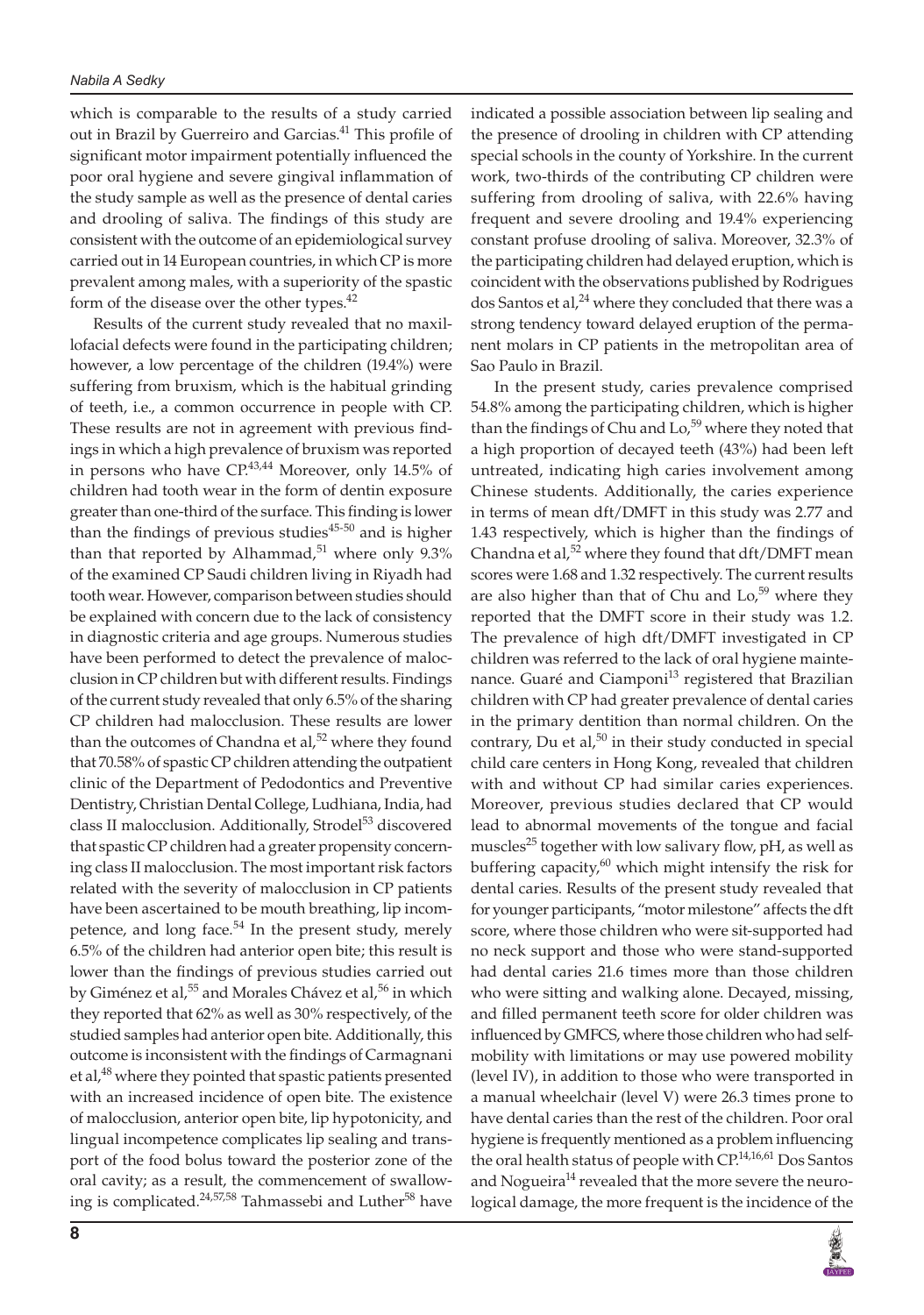which is comparable to the results of a study carried out in Brazil by Guerreiro and Garcias.[41] This profile of significant motor impairment potentially influenced the poor oral hygiene and severe gingival inflammation of the study sample as well as the presence of dental caries and drooling of saliva. The findings of this study are consistent with the outcome of an epidemiological survey carried out in 14 European countries, in which CP is more prevalent among males, with a superiority of the spastic form of the disease over the other types.[42]

Results of the current study revealed that no maxillofacial defects were found in the participating children; however, a low percentage of the children (19.4%) were suffering from bruxism, which is the habitual grinding of teeth, i.e., a common occurrence in people with CP. These results are not in agreement with previous findings in which a high prevalence of bruxism was reported in persons who have CP.[43,44] Moreover, only 14.5% of children had tooth wear in the form of dentin exposure greater than one-third of the surface. This finding is lower than the findings of previous studies[45-50] and is higher than that reported by Alhammad,[51] where only 9.3% of the examined CP Saudi children living in Riyadh had tooth wear. However, comparison between studies should be explained with concern due to the lack of consistency in diagnostic criteria and age groups. Numerous studies have been performed to detect the prevalence of malocclusion in CP children but with different results. Findings of the current study revealed that only 6.5% of the sharing CP children had malocclusion. These results are lower than the outcomes of Chandna et al,[52] where they found that 70.58% of spastic CP children attending the outpatient clinic of the Department of Pedodontics and Preventive Dentistry, Christian Dental College, Ludhiana, India, had class II malocclusion. Additionally, Strodel[53] discovered that spastic CP children had a greater propensity concerning class II malocclusion. The most important risk factors related with the severity of malocclusion in CP patients have been ascertained to be mouth breathing, lip incompetence, and long face.[54] In the present study, merely 6.5% of the children had anterior open bite; this result is lower than the findings of previous studies carried out by Giménez et al,[55] and Morales Chávez et al,[56] in which they reported that 62% as well as 30% respectively, of the studied samples had anterior open bite. Additionally, this outcome is inconsistent with the findings of Carmagnani et al,[48] where they pointed that spastic patients presented with an increased incidence of open bite. The existence of malocclusion, anterior open bite, lip hypotonicity, and lingual incompetence complicates lip sealing and transport of the food bolus toward the posterior zone of the oral cavity; as a result, the commencement of swallowing is complicated.[24,57,58] Tahmassebi and Luther[58] have indicated a possible association between lip sealing and the presence of drooling in children with CP attending special schools in the county of Yorkshire. In the current work, two-thirds of the contributing CP children were suffering from drooling of saliva, with 22.6% having frequent and severe drooling and 19.4% experiencing constant profuse drooling of saliva. Moreover, 32.3% of the participating children had delayed eruption, which is coincident with the observations published by Rodrigues dos Santos et al,[24] where they concluded that there was a strong tendency toward delayed eruption of the permanent molars in CP patients in the metropolitan area of Sao Paulo in Brazil.

In the present study, caries prevalence comprised 54.8% among the participating children, which is higher than the findings of Chu and Lo,[59] where they noted that a high proportion of decayed teeth (43%) had been left untreated, indicating high caries involvement among Chinese students. Additionally, the caries experience in terms of mean dft/DMFT in this study was 2.77 and 1.43 respectively, which is higher than the findings of Chandna et al,[52] where they found that dft/DMFT mean scores were 1.68 and 1.32 respectively. The current results are also higher than that of Chu and Lo,[59] where they reported that the DMFT score in their study was 1.2. The prevalence of high dft/DMFT investigated in CP children was referred to the lack of oral hygiene maintenance. Guaré and Ciamponi[13] registered that Brazilian children with CP had greater prevalence of dental caries in the primary dentition than normal children. On the contrary, Du et al,[50] in their study conducted in special child care centers in Hong Kong, revealed that children with and without CP had similar caries experiences. Moreover, previous studies declared that CP would lead to abnormal movements of the tongue and facial muscles[25] together with low salivary flow, pH, as well as buffering capacity,[60] which might intensify the risk for dental caries. Results of the present study revealed that for younger participants, "motor milestone" affects the dft score, where those children who were sit-supported had no neck support and those who were stand-supported had dental caries 21.6 times more than those children who were sitting and walking alone. Decayed, missing, and filled permanent teeth score for older children was influenced by GMFCS, where those children who had self-mobility with limitations or may use powered mobility (level IV), in addition to those who were transported in a manual wheelchair (level V) were 26.3 times prone to have dental caries than the rest of the children. Poor oral hygiene is frequently mentioned as a problem influencing the oral health status of people with CP.[14,16,61] Dos Santos and Nogueira[14] revealed that the more severe the neurological damage, the more frequent is the incidence of the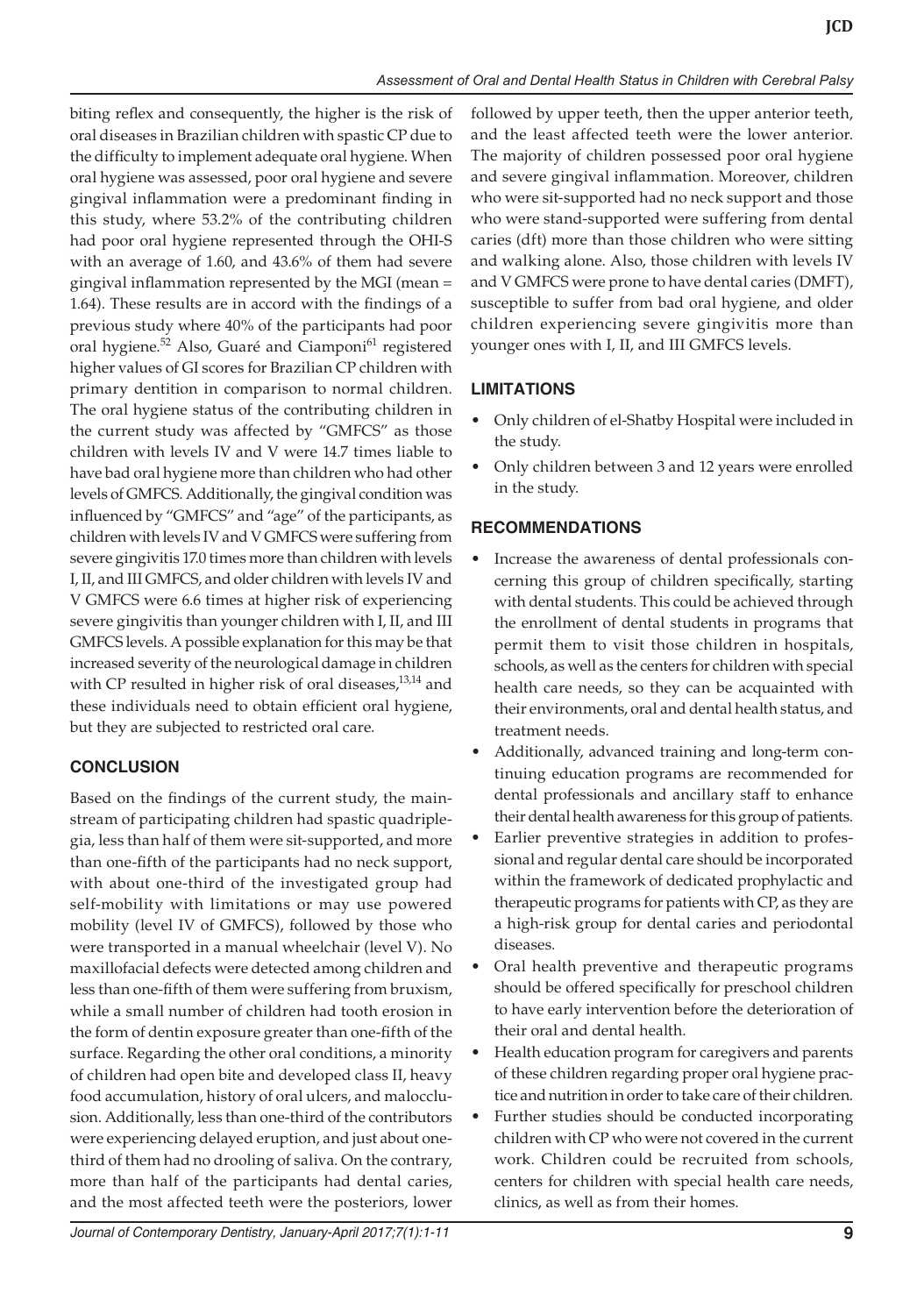biting reflex and consequently, the higher is the risk of oral diseases in Brazilian children with spastic CP due to the difficulty to implement adequate oral hygiene. When oral hygiene was assessed, poor oral hygiene and severe gingival inflammation were a predominant finding in this study, where 53.2% of the contributing children had poor oral hygiene represented through the OHI-S with an average of 1.60, and 43.6% of them had severe gingival inflammation represented by the MGI (mean = 1.64). These results are in accord with the findings of a previous study where 40% of the participants had poor oral hygiene.[52] Also, Guaré and Ciamponi[61] registered higher values of GI scores for Brazilian CP children with primary dentition in comparison to normal children. The oral hygiene status of the contributing children in the current study was affected by "GMFCS" as those children with levels IV and V were 14.7 times liable to have bad oral hygiene more than children who had other levels of GMFCS. Additionally, the gingival condition was influenced by "GMFCS" and "age" of the participants, as children with levels IV and V GMFCS were suffering from severe gingivitis 17.0 times more than children with levels I, II, and III GMFCS, and older children with levels IV and V GMFCS were 6.6 times at higher risk of experiencing severe gingivitis than younger children with I, II, and III GMFCS levels. A possible explanation for this may be that increased severity of the neurological damage in children with CP resulted in higher risk of oral diseases,[13,14] and these individuals need to obtain efficient oral hygiene, but they are subjected to restricted oral care.

## CONCLUSION

Based on the findings of the current study, the mainstream of participating children had spastic quadriplegia, less than half of them were sit-supported, and more than one-fifth of the participants had no neck support, with about one-third of the investigated group had self-mobility with limitations or may use powered mobility (level IV of GMFCS), followed by those who were transported in a manual wheelchair (level V). No maxillofacial defects were detected among children and less than one-fifth of them were suffering from bruxism, while a small number of children had tooth erosion in the form of dentin exposure greater than one-fifth of the surface. Regarding the other oral conditions, a minority of children had open bite and developed class II, heavy food accumulation, history of oral ulcers, and malocclusion. Additionally, less than one-third of the contributors were experiencing delayed eruption, and just about one-third of them had no drooling of saliva. On the contrary, more than half of the participants had dental caries, and the most affected teeth were the posteriors, lower followed by upper teeth, then the upper anterior teeth, and the least affected teeth were the lower anterior. The majority of children possessed poor oral hygiene and severe gingival inflammation. Moreover, children who were sit-supported had no neck support and those who were stand-supported were suffering from dental caries (dft) more than those children who were sitting and walking alone. Also, those children with levels IV and V GMFCS were prone to have dental caries (DMFT), susceptible to suffer from bad oral hygiene, and older children experiencing severe gingivitis more than younger ones with I, II, and III GMFCS levels.

## LIMITATIONS

- Only children of el-Shatby Hospital were included in the study.
- Only children between 3 and 12 years were enrolled in the study.

## RECOMMENDATIONS

- Increase the awareness of dental professionals concerning this group of children specifically, starting with dental students. This could be achieved through the enrollment of dental students in programs that permit them to visit those children in hospitals, schools, as well as the centers for children with special health care needs, so they can be acquainted with their environments, oral and dental health status, and treatment needs.
- Additionally, advanced training and long-term continuing education programs are recommended for dental professionals and ancillary staff to enhance their dental health awareness for this group of patients.
- Earlier preventive strategies in addition to professional and regular dental care should be incorporated within the framework of dedicated prophylactic and therapeutic programs for patients with CP, as they are a high-risk group for dental caries and periodontal diseases.
- Oral health preventive and therapeutic programs should be offered specifically for preschool children to have early intervention before the deterioration of their oral and dental health.
- Health education program for caregivers and parents of these children regarding proper oral hygiene practice and nutrition in order to take care of their children.
- Further studies should be conducted incorporating children with CP who were not covered in the current work. Children could be recruited from schools, centers for children with special health care needs, clinics, as well as from their homes.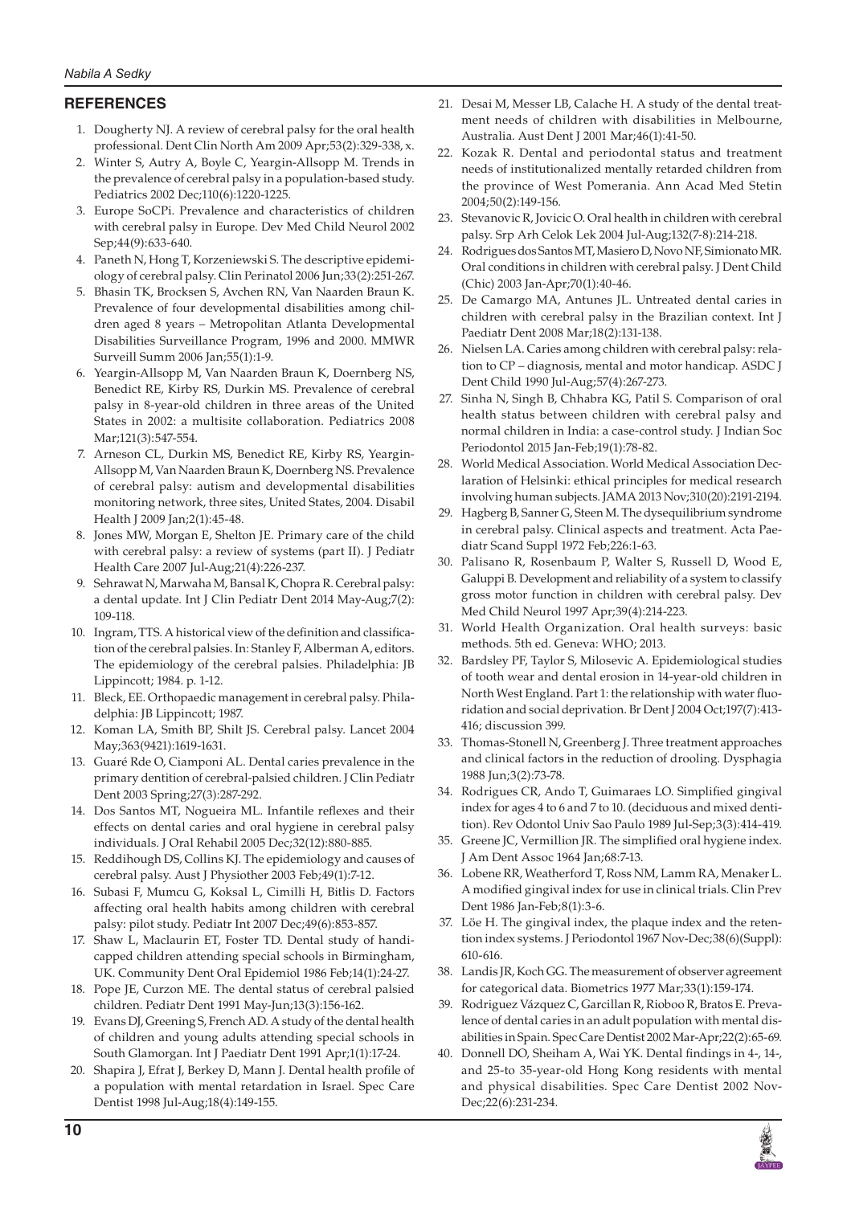## REFERENCES

1. Dougherty NJ. A review of cerebral palsy for the oral health professional. Dent Clin North Am 2009 Apr;53(2):329-338, x.
2. Winter S, Autry A, Boyle C, Yeargin-Allsopp M. Trends in the prevalence of cerebral palsy in a population-based study. Pediatrics 2002 Dec;110(6):1220-1225.
3. Europe SoCPi. Prevalence and characteristics of children with cerebral palsy in Europe. Dev Med Child Neurol 2002 Sep;44(9):633-640.
4. Paneth N, Hong T, Korzeniewski S. The descriptive epidemiology of cerebral palsy. Clin Perinatol 2006 Jun;33(2):251-267.
5. Bhasin TK, Brocksen S, Avchen RN, Van Naarden Braun K. Prevalence of four developmental disabilities among children aged 8 years – Metropolitan Atlanta Developmental Disabilities Surveillance Program, 1996 and 2000. MMWR Surveill Summ 2006 Jan;55(1):1-9.
6. Yeargin-Allsopp M, Van Naarden Braun K, Doernberg NS, Benedict RE, Kirby RS, Durkin MS. Prevalence of cerebral palsy in 8-year-old children in three areas of the United States in 2002: a multisite collaboration. Pediatrics 2008 Mar;121(3):547-554.
7. Arneson CL, Durkin MS, Benedict RE, Kirby RS, Yeargin-Allsopp M, Van Naarden Braun K, Doernberg NS. Prevalence of cerebral palsy: autism and developmental disabilities monitoring network, three sites, United States, 2004. Disabil Health J 2009 Jan;2(1):45-48.
8. Jones MW, Morgan E, Shelton JE. Primary care of the child with cerebral palsy: a review of systems (part II). J Pediatr Health Care 2007 Jul-Aug;21(4):226-237.
9. Sehrawat N, Marwaha M, Bansal K, Chopra R. Cerebral palsy: a dental update. Int J Clin Pediatr Dent 2014 May-Aug;7(2): 109-118.
10. Ingram, TTS. A historical view of the definition and classification of the cerebral palsies. In: Stanley F, Alberman A, editors. The epidemiology of the cerebral palsies. Philadelphia: JB Lippincott; 1984. p. 1-12.
11. Bleck, EE. Orthopaedic management in cerebral palsy. Philadelphia: JB Lippincott; 1987.
12. Koman LA, Smith BP, Shilt JS. Cerebral palsy. Lancet 2004 May;363(9421):1619-1631.
13. Guaré Rde O, Ciamponi AL. Dental caries prevalence in the primary dentition of cerebral-palsied children. J Clin Pediatr Dent 2003 Spring;27(3):287-292.
14. Dos Santos MT, Nogueira ML. Infantile reflexes and their effects on dental caries and oral hygiene in cerebral palsy individuals. J Oral Rehabil 2005 Dec;32(12):880-885.
15. Reddihough DS, Collins KJ. The epidemiology and causes of cerebral palsy. Aust J Physiother 2003 Feb;49(1):7-12.
16. Subasi F, Mumcu G, Koksal L, Cimilli H, Bitlis D. Factors affecting oral health habits among children with cerebral palsy: pilot study. Pediatr Int 2007 Dec;49(6):853-857.
17. Shaw L, Maclaurin ET, Foster TD. Dental study of handicapped children attending special schools in Birmingham, UK. Community Dent Oral Epidemiol 1986 Feb;14(1):24-27.
18. Pope JE, Curzon ME. The dental status of cerebral palsied children. Pediatr Dent 1991 May-Jun;13(3):156-162.
19. Evans DJ, Greening S, French AD. A study of the dental health of children and young adults attending special schools in South Glamorgan. Int J Paediatr Dent 1991 Apr;1(1):17-24.
20. Shapira J, Efrat J, Berkey D, Mann J. Dental health profile of a population with mental retardation in Israel. Spec Care Dentist 1998 Jul-Aug;18(4):149-155.
21. Desai M, Messer LB, Calache H. A study of the dental treatment needs of children with disabilities in Melbourne, Australia. Aust Dent J 2001 Mar;46(1):41-50.
22. Kozak R. Dental and periodontal status and treatment needs of institutionalized mentally retarded children from the province of West Pomerania. Ann Acad Med Stetin 2004;50(2):149-156.
23. Stevanovic R, Jovicic O. Oral health in children with cerebral palsy. Srp Arh Celok Lek 2004 Jul-Aug;132(7-8):214-218.
24. Rodrigues dos Santos MT, Masiero D, Novo NF, Simionato MR. Oral conditions in children with cerebral palsy. J Dent Child (Chic) 2003 Jan-Apr;70(1):40-46.
25. De Camargo MA, Antunes JL. Untreated dental caries in children with cerebral palsy in the Brazilian context. Int J Paediatr Dent 2008 Mar;18(2):131-138.
26. Nielsen LA. Caries among children with cerebral palsy: relation to CP – diagnosis, mental and motor handicap. ASDC J Dent Child 1990 Jul-Aug;57(4):267-273.
27. Sinha N, Singh B, Chhabra KG, Patil S. Comparison of oral health status between children with cerebral palsy and normal children in India: a case-control study. J Indian Soc Periodontol 2015 Jan-Feb;19(1):78-82.
28. World Medical Association. World Medical Association Declaration of Helsinki: ethical principles for medical research involving human subjects. JAMA 2013 Nov;310(20):2191-2194.
29. Hagberg B, Sanner G, Steen M. The dysequilibrium syndrome in cerebral palsy. Clinical aspects and treatment. Acta Paediatr Scand Suppl 1972 Feb;226:1-63.
30. Palisano R, Rosenbaum P, Walter S, Russell D, Wood E, Galuppi B. Development and reliability of a system to classify gross motor function in children with cerebral palsy. Dev Med Child Neurol 1997 Apr;39(4):214-223.
31. World Health Organization. Oral health surveys: basic methods. 5th ed. Geneva: WHO; 2013.
32. Bardsley PF, Taylor S, Milosevic A. Epidemiological studies of tooth wear and dental erosion in 14-year-old children in North West England. Part 1: the relationship with water fluoridation and social deprivation. Br Dent J 2004 Oct;197(7):413-416; discussion 399.
33. Thomas-Stonell N, Greenberg J. Three treatment approaches and clinical factors in the reduction of drooling. Dysphagia 1988 Jun;3(2):73-78.
34. Rodrigues CR, Ando T, Guimaraes LO. Simplified gingival index for ages 4 to 6 and 7 to 10. (deciduous and mixed dentition). Rev Odontol Univ Sao Paulo 1989 Jul-Sep;3(3):414-419.
35. Greene JC, Vermillion JR. The simplified oral hygiene index. J Am Dent Assoc 1964 Jan;68:7-13.
36. Lobene RR, Weatherford T, Ross NM, Lamm RA, Menaker L. A modified gingival index for use in clinical trials. Clin Prev Dent 1986 Jan-Feb;8(1):3-6.
37. Löe H. The gingival index, the plaque index and the retention index systems. J Periodontol 1967 Nov-Dec;38(6)(Suppl): 610-616.
38. Landis JR, Koch GG. The measurement of observer agreement for categorical data. Biometrics 1977 Mar;33(1):159-174.
39. Rodriguez Vázquez C, Garcillan R, Rioboo R, Bratos E. Prevalence of dental caries in an adult population with mental disabilities in Spain. Spec Care Dentist 2002 Mar-Apr;22(2):65-69.
40. Donnell DO, Sheiham A, Wai YK. Dental findings in 4-, 14-, and 25-to 35-year-old Hong Kong residents with mental and physical disabilities. Spec Care Dentist 2002 Nov-Dec;22(6):231-234.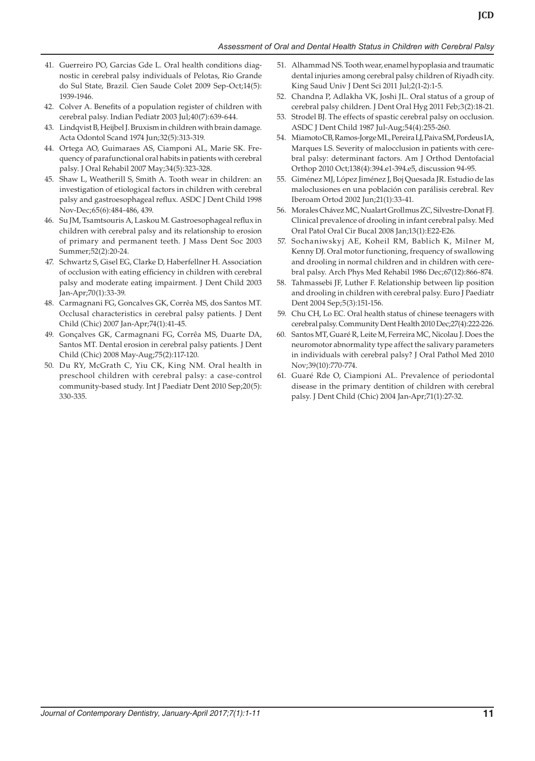41. Guerreiro PO, Garcias Gde L. Oral health conditions diagnostic in cerebral palsy individuals of Pelotas, Rio Grande do Sul State, Brazil. Cien Saude Colet 2009 Sep-Oct;14(5): 1939-1946.
42. Colver A. Benefits of a population register of children with cerebral palsy. Indian Pediatr 2003 Jul;40(7):639-644.
43. Lindqvist B, Heijbel J. Bruxism in children with brain damage. Acta Odontol Scand 1974 Jun;32(5):313-319.
44. Ortega AO, Guimaraes AS, Ciamponi AL, Marie SK. Frequency of parafunctional oral habits in patients with cerebral palsy. J Oral Rehabil 2007 May;34(5):323-328.
45. Shaw L, Weatherill S, Smith A. Tooth wear in children: an investigation of etiological factors in children with cerebral palsy and gastroesophageal reflux. ASDC J Dent Child 1998 Nov-Dec;65(6):484-486, 439.
46. Su JM, Tsamtsouris A, Laskou M. Gastroesophageal reflux in children with cerebral palsy and its relationship to erosion of primary and permanent teeth. J Mass Dent Soc 2003 Summer;52(2):20-24.
47. Schwartz S, Gisel EG, Clarke D, Haberfellner H. Association of occlusion with eating efficiency in children with cerebral palsy and moderate eating impairment. J Dent Child 2003 Jan-Apr;70(1):33-39.
48. Carmagnani FG, Goncalves GK, Corrêa MS, dos Santos MT. Occlusal characteristics in cerebral palsy patients. J Dent Child (Chic) 2007 Jan-Apr;74(1):41-45.
49. Gonçalves GK, Carmagnani FG, Corrêa MS, Duarte DA, Santos MT. Dental erosion in cerebral palsy patients. J Dent Child (Chic) 2008 May-Aug;75(2):117-120.
50. Du RY, McGrath C, Yiu CK, King NM. Oral health in preschool children with cerebral palsy: a case-control community-based study. Int J Paediatr Dent 2010 Sep;20(5): 330-335.
51. Alhammad NS. Tooth wear, enamel hypoplasia and traumatic dental injuries among cerebral palsy children of Riyadh city. King Saud Univ J Dent Sci 2011 Jul;2(1-2):1-5.
52. Chandna P, Adlakha VK, Joshi JL. Oral status of a group of cerebral palsy children. J Dent Oral Hyg 2011 Feb;3(2):18-21.
53. Strodel BJ. The effects of spastic cerebral palsy on occlusion. ASDC J Dent Child 1987 Jul-Aug;54(4):255-260.
54. Miamoto CB, Ramos-Jorge ML, Pereira LJ, Paiva SM, Pordeus IA, Marques LS. Severity of malocclusion in patients with cerebral palsy: determinant factors. Am J Orthod Dentofacial Orthop 2010 Oct;138(4):394.e1-394.e5, discussion 94-95.
55. Giménez MJ, López Jiménez J, Boj Quesada JR. Estudio de las maloclusiones en una población con parálisis cerebral. Rev Iberoam Ortod 2002 Jun;21(1):33-41.
56. Morales Chávez MC, Nualart Grollmus ZC, Silvestre-Donat FJ. Clinical prevalence of drooling in infant cerebral palsy. Med Oral Patol Oral Cir Bucal 2008 Jan;13(1):E22-E26.
57. Sochaniwskyj AE, Koheil RM, Bablich K, Milner M, Kenny DJ. Oral motor functioning, frequency of swallowing and drooling in normal children and in children with cerebral palsy. Arch Phys Med Rehabil 1986 Dec;67(12):866-874.
58. Tahmassebi JF, Luther F. Relationship between lip position and drooling in children with cerebral palsy. Euro J Paediatr Dent 2004 Sep;5(3):151-156.
59. Chu CH, Lo EC. Oral health status of chinese teenagers with cerebral palsy. Community Dent Health 2010 Dec;27(4):222-226.
60. Santos MT, Guaré R, Leite M, Ferreira MC, Nicolau J. Does the neuromotor abnormality type affect the salivary parameters in individuals with cerebral palsy? J Oral Pathol Med 2010 Nov;39(10):770-774.
61. Guaré Rde O, Ciamponi AL. Prevalence of periodontal disease in the primary dentition of children with cerebral palsy. J Dent Child (Chic) 2004 Jan-Apr;71(1):27-32.